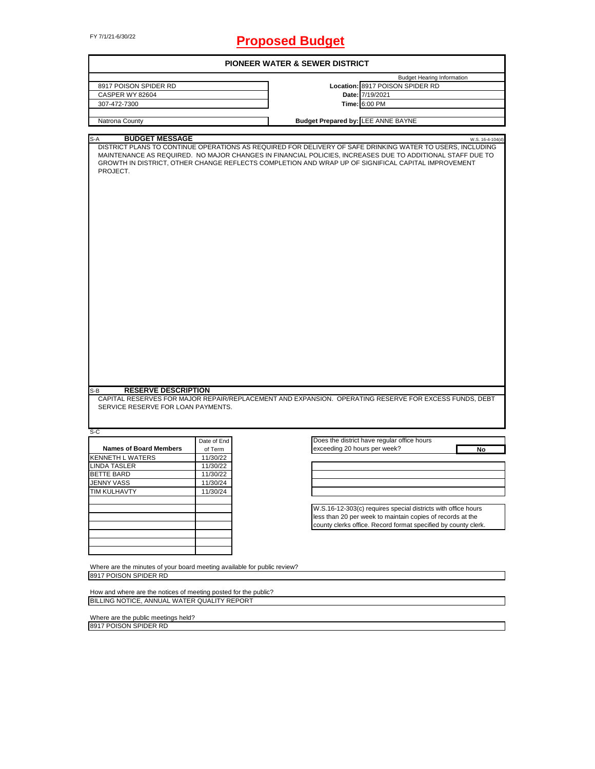FY 7/1/21-6/30/22

# Proposed Budget

## PIONEER WATER & SEWER DISTRICT

| | | |
|---|---|---|
| 8917 POISON SPIDER RD | | Budget Hearing Information |
| CASPER WY 82604 | **Location:** | 8917 POISON SPIDER RD |
| 307-472-7300 | **Date:** | 7/19/2021 |
| | **Time:** | 6:00 PM |
| Natrona County | **Budget Prepared by:** | LEE ANNE BAYNE |

### S-A BUDGET MESSAGE

W.S. 16-4-104(d)

DISTRICT PLANS TO CONTINUE OPERATIONS AS REQUIRED FOR DELIVERY OF SAFE DRINKING WATER TO USERS, INCLUDING MAINTENANCE AS REQUIRED. NO MAJOR CHANGES IN FINANCIAL POLICIES, INCREASES DUE TO ADDITIONAL STAFF DUE TO GROWTH IN DISTRICT, OTHER CHANGE REFLECTS COMPLETION AND WRAP UP OF SIGNIFICAL CAPITAL IMPROVEMENT PROJECT.

### S-B RESERVE DESCRIPTION

CAPITAL RESERVES FOR MAJOR REPAIR/REPLACEMENT AND EXPANSION. OPERATING RESERVE FOR EXCESS FUNDS, DEBT SERVICE RESERVE FOR LOAN PAYMENTS.

### S-C

| Names of Board Members | Date of End of Term |
|---|---|
| KENNETH L WATERS | 11/30/22 |
| LINDA TASLER | 11/30/22 |
| BETTE BARD | 11/30/22 |
| JENNY VASS | 11/30/24 |
| TIM KULHAVTY | 11/30/24 |

Does the district have regular office hours exceeding 20 hours per week? **No**

W.S.16-12-303(c) requires special districts with office hours less than 20 per week to maintain copies of records at the county clerks office. Record format specified by county clerk.

Where are the minutes of your board meeting available for public review?
8917 POISON SPIDER RD

How and where are the notices of meeting posted for the public?
BILLING NOTICE, ANNUAL WATER QUALITY REPORT

Where are the public meetings held?
8917 POISON SPIDER RD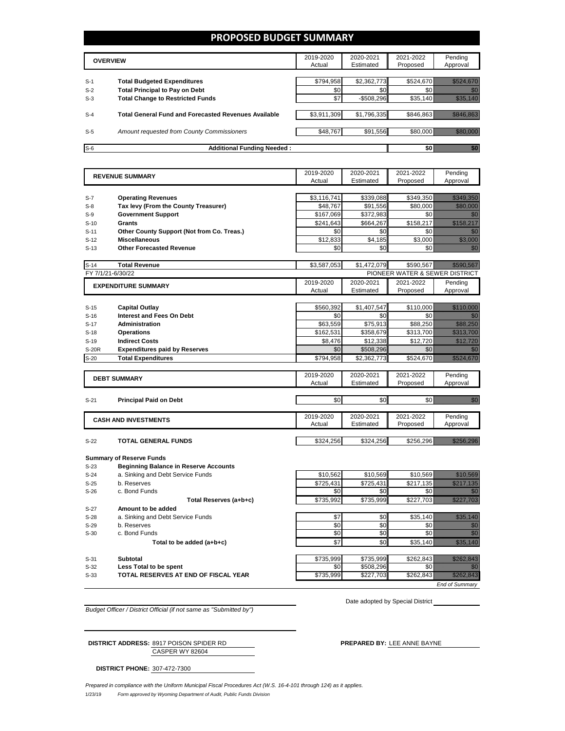# PROPOSED BUDGET SUMMARY

| | OVERVIEW | 2019-2020 Actual | 2020-2021 Estimated | 2021-2022 Proposed | Pending Approval |
|---|---|---|---|---|---|
| S-1 | **Total Budgeted Expenditures** | $794,958 | $2,362,773 | $524,670 | $524,670 |
| S-2 | **Total Principal to Pay on Debt** | $0 | $0 | $0 | $0 |
| S-3 | **Total Change to Restricted Funds** | $7 | -$508,296 | $35,140 | $35,140 |
| S-4 | **Total General Fund and Forecasted Revenues Available** | $3,911,309 | $1,796,335 | $846,863 | $846,863 |
| S-5 | *Amount requested from County Commissioners* | $48,767 | $91,556 | $80,000 | $80,000 |
| S-6 | **Additional Funding Needed :** | | | $0 | $0 |

| | REVENUE SUMMARY | 2019-2020 Actual | 2020-2021 Estimated | 2021-2022 Proposed | Pending Approval |
|---|---|---|---|---|---|
| S-7 | **Operating Revenues** | $3,116,741 | $339,088 | $349,350 | $349,350 |
| S-8 | **Tax levy (From the County Treasurer)** | $48,767 | $91,556 | $80,000 | $80,000 |
| S-9 | **Government Support** | $167,069 | $372,983 | $0 | $0 |
| S-10 | **Grants** | $241,643 | $664,267 | $158,217 | $158,217 |
| S-11 | **Other County Support (Not from Co. Treas.)** | $0 | $0 | $0 | $0 |
| S-12 | **Miscellaneous** | $12,833 | $4,185 | $3,000 | $3,000 |
| S-13 | **Other Forecasted Revenue** | $0 | $0 | $0 | $0 |
| S-14 | **Total Revenue** | $3,587,053 | $1,472,079 | $590,567 | $590,567 |

FY 7/1/21-6/30/22 — PIONEER WATER & SEWER DISTRICT

| | EXPENDITURE SUMMARY | 2019-2020 Actual | 2020-2021 Estimated | 2021-2022 Proposed | Pending Approval |
|---|---|---|---|---|---|
| S-15 | **Capital Outlay** | $560,392 | $1,407,547 | $110,000 | $110,000 |
| S-16 | **Interest and Fees On Debt** | $0 | $0 | $0 | $0 |
| S-17 | **Administration** | $63,559 | $75,913 | $88,250 | $88,250 |
| S-18 | **Operations** | $162,531 | $358,679 | $313,700 | $313,700 |
| S-19 | **Indirect Costs** | $8,476 | $12,338 | $12,720 | $12,720 |
| S-20R | **Expenditures paid by Reserves** | $0 | $508,296 | $0 | $0 |
| S-20 | **Total Expenditures** | $794,958 | $2,362,773 | $524,670 | $524,670 |

| | DEBT SUMMARY | 2019-2020 Actual | 2020-2021 Estimated | 2021-2022 Proposed | Pending Approval |
|---|---|---|---|---|---|
| S-21 | **Principal Paid on Debt** | $0 | $0 | $0 | $0 |

| | CASH AND INVESTMENTS | 2019-2020 Actual | 2020-2021 Estimated | 2021-2022 Proposed | Pending Approval |
|---|---|---|---|---|---|
| S-22 | **TOTAL GENERAL FUNDS** | $324,256 | $324,256 | $256,296 | $256,296 |

**Summary of Reserve Funds**

| | | 2019-2020 Actual | 2020-2021 Estimated | 2021-2022 Proposed | Pending Approval |
|---|---|---|---|---|---|
| S-23 | **Beginning Balance in Reserve Accounts** | | | | |
| S-24 | a. Sinking and Debt Service Funds | $10,562 | $10,569 | $10,569 | $10,569 |
| S-25 | b. Reserves | $725,431 | $725,431 | $217,135 | $217,135 |
| S-26 | c. Bond Funds | $0 | $0 | $0 | $0 |
| | **Total Reserves (a+b+c)** | $735,992 | $735,999 | $227,703 | $227,703 |
| S-27 | **Amount to be added** | | | | |
| S-28 | a. Sinking and Debt Service Funds | $7 | $0 | $35,140 | $35,140 |
| S-29 | b. Reserves | $0 | $0 | $0 | $0 |
| S-30 | c. Bond Funds | $0 | $0 | $0 | $0 |
| | **Total to be added (a+b+c)** | $7 | $0 | $35,140 | $35,140 |
| S-31 | **Subtotal** | $735,999 | $735,999 | $262,843 | $262,843 |
| S-32 | **Less Total to be spent** | $0 | $508,296 | $0 | $0 |
| S-33 | **TOTAL RESERVES AT END OF FISCAL YEAR** | $735,999 | $227,703 | $262,843 | $262,843 |

*End of Summary*

*Budget Officer / District Official (if not same as "Submitted by")*

Date adopted by Special District

**DISTRICT ADDRESS:** 8917 POISON SPIDER RD
CASPER WY 82604

**PREPARED BY:** LEE ANNE BAYNE

**DISTRICT PHONE:** 307-472-7300

*Prepared in compliance with the Uniform Municipal Fiscal Procedures Act (W.S. 16-4-101 through 124) as it applies.*

1/23/19 *Form approved by Wyoming Department of Audit, Public Funds Division*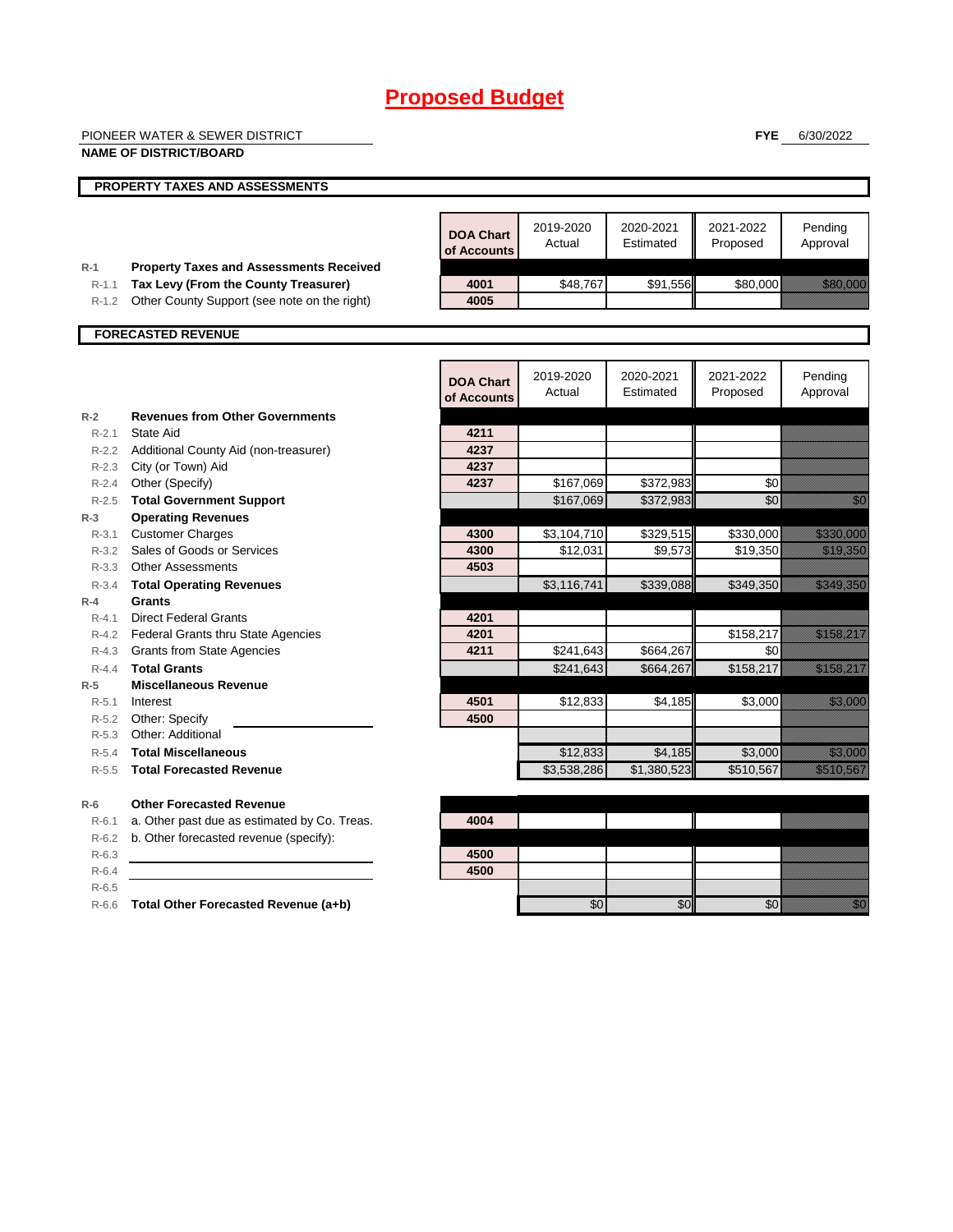# Proposed Budget

PIONEER WATER & SEWER DISTRICT
**NAME OF DISTRICT/BOARD**

**FYE** 6/30/2022

## PROPERTY TAXES AND ASSESSMENTS

| | | DOA Chart of Accounts | 2019-2020 Actual | 2020-2021 Estimated | 2021-2022 Proposed | Pending Approval |
|---|---|---|---|---|---|---|
| R-1 | **Property Taxes and Assessments Received** | | | | | |
| R-1.1 | **Tax Levy (From the County Treasurer)** | 4001 | $48,767 | $91,556 | $80,000 | $80,000 |
| R-1.2 | Other County Support (see note on the right) | 4005 | | | | |

## FORECASTED REVENUE

| | | DOA Chart of Accounts | 2019-2020 Actual | 2020-2021 Estimated | 2021-2022 Proposed | Pending Approval |
|---|---|---|---|---|---|---|
| R-2 | **Revenues from Other Governments** | | | | | |
| R-2.1 | State Aid | 4211 | | | | |
| R-2.2 | Additional County Aid (non-treasurer) | 4237 | | | | |
| R-2.3 | City (or Town) Aid | 4237 | | | | |
| R-2.4 | Other (Specify) | 4237 | $167,069 | $372,983 | $0 | |
| R-2.5 | **Total Government Support** | | $167,069 | $372,983 | $0 | $0 |
| R-3 | **Operating Revenues** | | | | | |
| R-3.1 | Customer Charges | 4300 | $3,104,710 | $329,515 | $330,000 | $330,000 |
| R-3.2 | Sales of Goods or Services | 4300 | $12,031 | $9,573 | $19,350 | $19,350 |
| R-3.3 | Other Assessments | 4503 | | | | |
| R-3.4 | **Total Operating Revenues** | | $3,116,741 | $339,088 | $349,350 | $349,350 |
| R-4 | **Grants** | | | | | |
| R-4.1 | Direct Federal Grants | 4201 | | | | |
| R-4.2 | Federal Grants thru State Agencies | 4201 | | | $158,217 | $158,217 |
| R-4.3 | Grants from State Agencies | 4211 | $241,643 | $664,267 | $0 | |
| R-4.4 | **Total Grants** | | $241,643 | $664,267 | $158,217 | $158,217 |
| R-5 | **Miscellaneous Revenue** | | | | | |
| R-5.1 | Interest | 4501 | $12,833 | $4,185 | $3,000 | $3,000 |
| R-5.2 | Other: Specify | 4500 | | | | |
| R-5.3 | Other: Additional | | | | | |
| R-5.4 | **Total Miscellaneous** | | $12,833 | $4,185 | $3,000 | $3,000 |
| R-5.5 | **Total Forecasted Revenue** | | $3,538,286 | $1,380,523 | $510,567 | $510,567 |

| | | DOA Chart of Accounts | 2019-2020 Actual | 2020-2021 Estimated | 2021-2022 Proposed | Pending Approval |
|---|---|---|---|---|---|---|
| R-6 | **Other Forecasted Revenue** | | | | | |
| R-6.1 | a. Other past due as estimated by Co. Treas. | 4004 | | | | |
| R-6.2 | b. Other forecasted revenue (specify): | | | | | |
| R-6.3 | | 4500 | | | | |
| R-6.4 | | 4500 | | | | |
| R-6.5 | | | | | | |
| R-6.6 | **Total Other Forecasted Revenue (a+b)** | | $0 | $0 | $0 | $0 |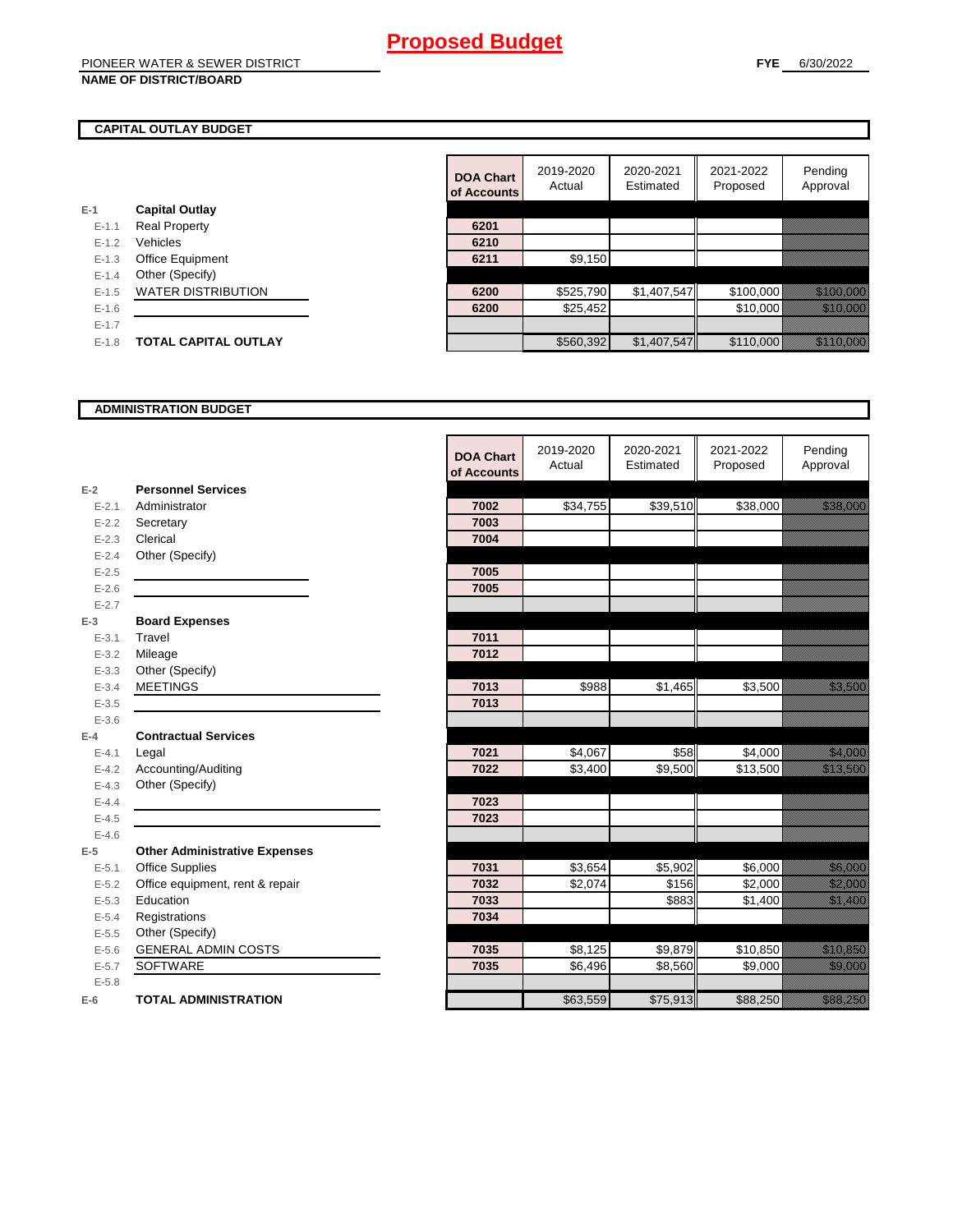# Proposed Budget

PIONEER WATER & SEWER DISTRICT
**NAME OF DISTRICT/BOARD**

**FYE** 6/30/2022

## CAPITAL OUTLAY BUDGET

| | | DOA Chart of Accounts | 2019-2020 Actual | 2020-2021 Estimated | 2021-2022 Proposed | Pending Approval |
|---|---|---|---|---|---|---|
| E-1 | **Capital Outlay** | | | | | |
| E-1.1 | Real Property | 6201 | | | | |
| E-1.2 | Vehicles | 6210 | | | | |
| E-1.3 | Office Equipment | 6211 | $9,150 | | | |
| E-1.4 | Other (Specify) | | | | | |
| E-1.5 | WATER DISTRIBUTION | 6200 | $525,790 | $1,407,547 | $100,000 | $100,000 |
| E-1.6 | | 6200 | $25,452 | | $10,000 | $10,000 |
| E-1.7 | | | | | | |
| E-1.8 | **TOTAL CAPITAL OUTLAY** | | $560,392 | $1,407,547 | $110,000 | $110,000 |

## ADMINISTRATION BUDGET

| | | DOA Chart of Accounts | 2019-2020 Actual | 2020-2021 Estimated | 2021-2022 Proposed | Pending Approval |
|---|---|---|---|---|---|---|
| E-2 | **Personnel Services** | | | | | |
| E-2.1 | Administrator | 7002 | $34,755 | $39,510 | $38,000 | $38,000 |
| E-2.2 | Secretary | 7003 | | | | |
| E-2.3 | Clerical | 7004 | | | | |
| E-2.4 | Other (Specify) | | | | | |
| E-2.5 | | 7005 | | | | |
| E-2.6 | | 7005 | | | | |
| E-2.7 | | | | | | |
| E-3 | **Board Expenses** | | | | | |
| E-3.1 | Travel | 7011 | | | | |
| E-3.2 | Mileage | 7012 | | | | |
| E-3.3 | Other (Specify) | | | | | |
| E-3.4 | MEETINGS | 7013 | $988 | $1,465 | $3,500 | $3,500 |
| E-3.5 | | 7013 | | | | |
| E-3.6 | | | | | | |
| E-4 | **Contractual Services** | | | | | |
| E-4.1 | Legal | 7021 | $4,067 | $58 | $4,000 | $4,000 |
| E-4.2 | Accounting/Auditing | 7022 | $3,400 | $9,500 | $13,500 | $13,500 |
| E-4.3 | Other (Specify) | | | | | |
| E-4.4 | | 7023 | | | | |
| E-4.5 | | 7023 | | | | |
| E-4.6 | | | | | | |
| E-5 | **Other Administrative Expenses** | | | | | |
| E-5.1 | Office Supplies | 7031 | $3,654 | $5,902 | $6,000 | $6,000 |
| E-5.2 | Office equipment, rent & repair | 7032 | $2,074 | $156 | $2,000 | $2,000 |
| E-5.3 | Education | 7033 | | $883 | $1,400 | $1,400 |
| E-5.4 | Registrations | 7034 | | | | |
| E-5.5 | Other (Specify) | | | | | |
| E-5.6 | GENERAL ADMIN COSTS | 7035 | $8,125 | $9,879 | $10,850 | $10,850 |
| E-5.7 | SOFTWARE | 7035 | $6,496 | $8,560 | $9,000 | $9,000 |
| E-5.8 | | | | | | |
| E-6 | **TOTAL ADMINISTRATION** | | $63,559 | $75,913 | $88,250 | $88,250 |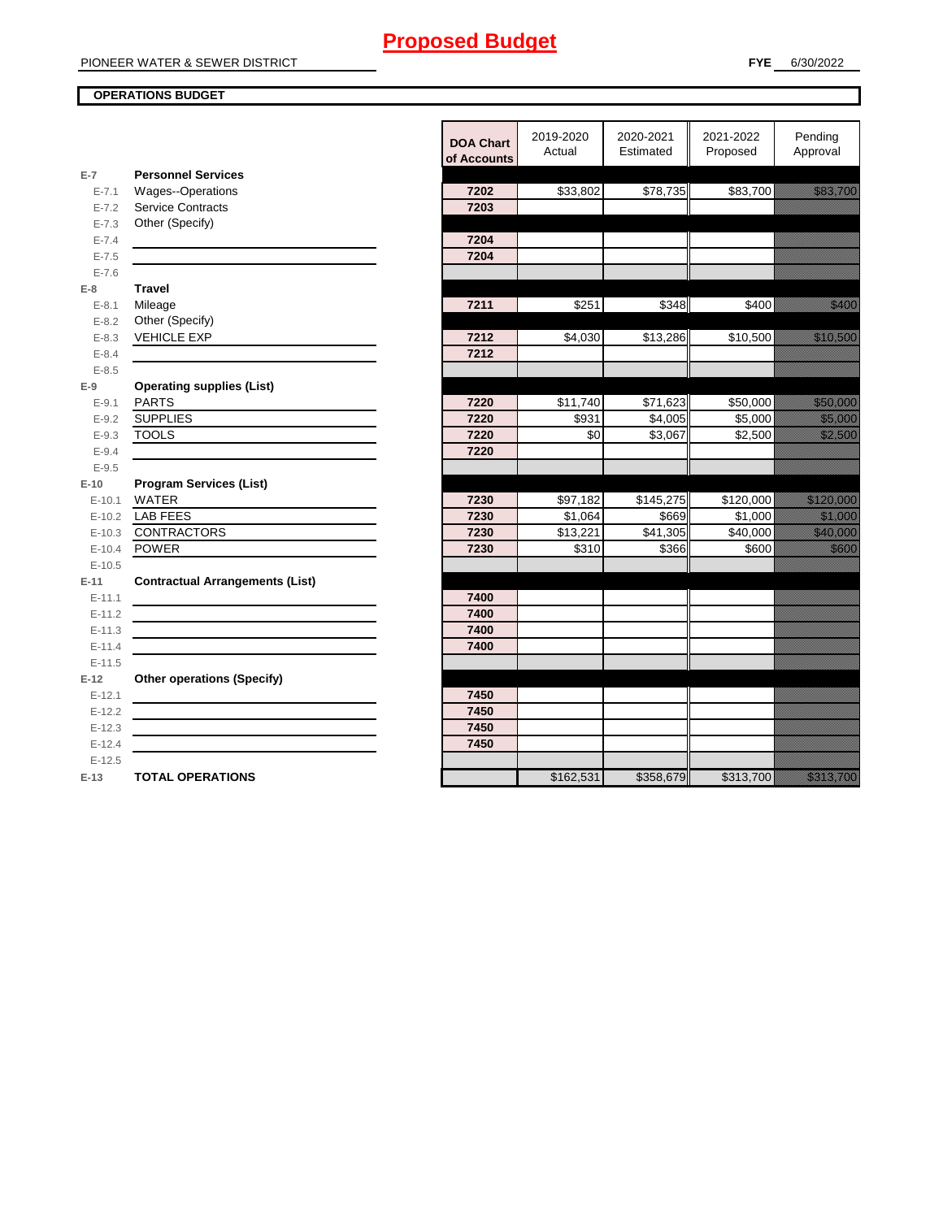# Proposed Budget

PIONEER WATER & SEWER DISTRICT

**FYE** 6/30/2022

**OPERATIONS BUDGET**

| | | DOA Chart of Accounts | 2019-2020 Actual | 2020-2021 Estimated | 2021-2022 Proposed | Pending Approval |
|---|---|---|---|---|---|---|
| **E-7** | **Personnel Services** | | | | | |
| E-7.1 | Wages--Operations | 7202 | $33,802 | $78,735 | $83,700 | $83,700 |
| E-7.2 | Service Contracts | 7203 | | | | |
| E-7.3 | Other (Specify) | | | | | |
| E-7.4 | | 7204 | | | | |
| E-7.5 | | 7204 | | | | |
| E-7.6 | | | | | | |
| **E-8** | **Travel** | | | | | |
| E-8.1 | Mileage | 7211 | $251 | $348 | $400 | $400 |
| E-8.2 | Other (Specify) | | | | | |
| E-8.3 | VEHICLE EXP | 7212 | $4,030 | $13,286 | $10,500 | $10,500 |
| E-8.4 | | 7212 | | | | |
| E-8.5 | | | | | | |
| **E-9** | **Operating supplies (List)** | | | | | |
| E-9.1 | PARTS | 7220 | $11,740 | $71,623 | $50,000 | $50,000 |
| E-9.2 | SUPPLIES | 7220 | $931 | $4,005 | $5,000 | $5,000 |
| E-9.3 | TOOLS | 7220 | $0 | $3,067 | $2,500 | $2,500 |
| E-9.4 | | 7220 | | | | |
| E-9.5 | | | | | | |
| **E-10** | **Program Services (List)** | | | | | |
| E-10.1 | WATER | 7230 | $97,182 | $145,275 | $120,000 | $120,000 |
| E-10.2 | LAB FEES | 7230 | $1,064 | $669 | $1,000 | $1,000 |
| E-10.3 | CONTRACTORS | 7230 | $13,221 | $41,305 | $40,000 | $40,000 |
| E-10.4 | POWER | 7230 | $310 | $366 | $600 | $600 |
| E-10.5 | | | | | | |
| **E-11** | **Contractual Arrangements (List)** | | | | | |
| E-11.1 | | 7400 | | | | |
| E-11.2 | | 7400 | | | | |
| E-11.3 | | 7400 | | | | |
| E-11.4 | | 7400 | | | | |
| E-11.5 | | | | | | |
| **E-12** | **Other operations (Specify)** | | | | | |
| E-12.1 | | 7450 | | | | |
| E-12.2 | | 7450 | | | | |
| E-12.3 | | 7450 | | | | |
| E-12.4 | | 7450 | | | | |
| E-12.5 | | | | | | |
| **E-13** | **TOTAL OPERATIONS** | | $162,531 | $358,679 | $313,700 | $313,700 |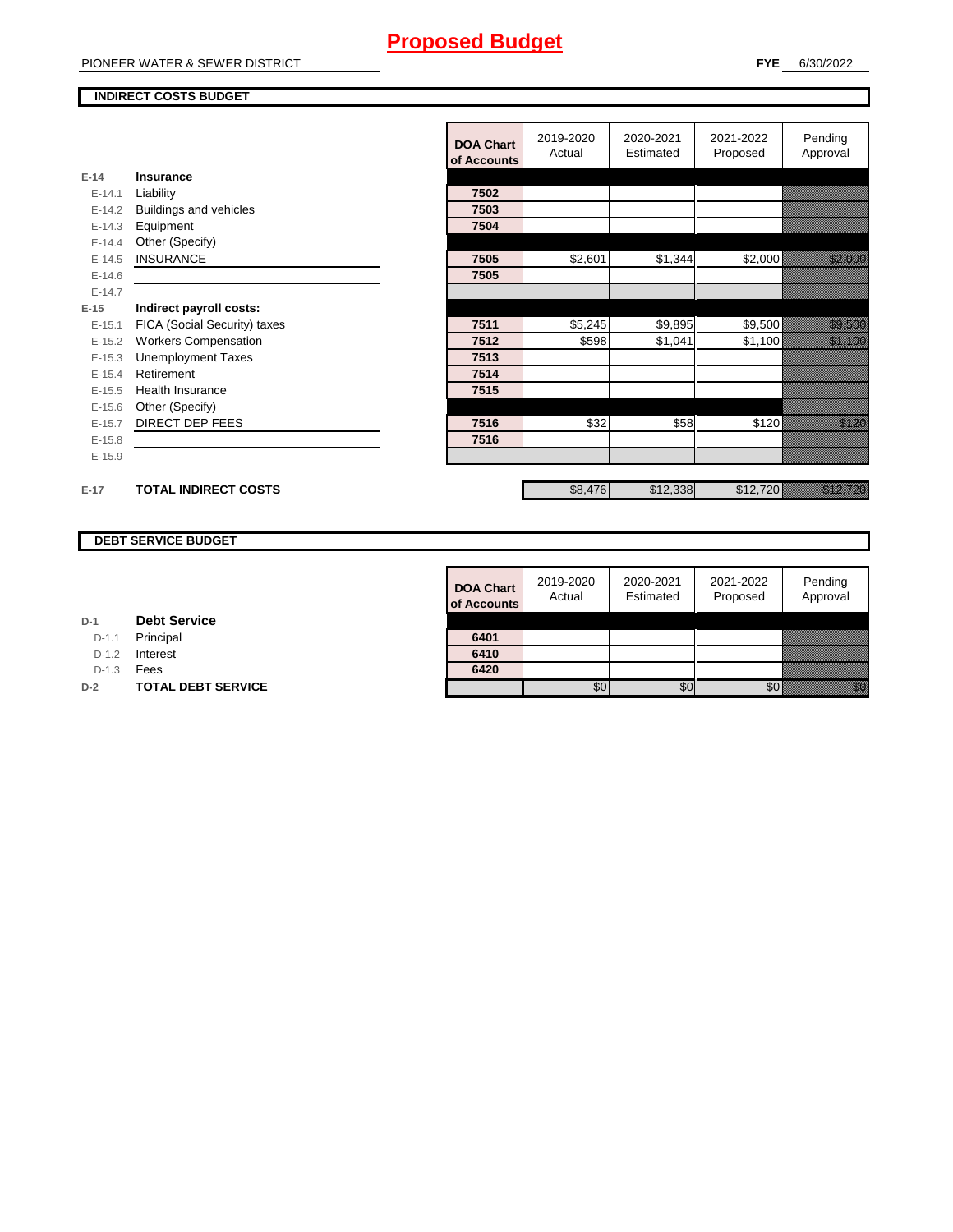# Proposed Budget

PIONEER WATER & SEWER DISTRICT

**FYE** 6/30/2022

**INDIRECT COSTS BUDGET**

| | | DOA Chart of Accounts | 2019-2020 Actual | 2020-2021 Estimated | 2021-2022 Proposed | Pending Approval |
|---|---|---|---|---|---|---|
| E-14 | **Insurance** | | | | | |
| E-14.1 | Liability | 7502 | | | | |
| E-14.2 | Buildings and vehicles | 7503 | | | | |
| E-14.3 | Equipment | 7504 | | | | |
| E-14.4 | Other (Specify) | | | | | |
| E-14.5 | INSURANCE | 7505 | $2,601 | $1,344 | $2,000 | $2,000 |
| E-14.6 | | 7505 | | | | |
| E-14.7 | | | | | | |
| E-15 | **Indirect payroll costs:** | | | | | |
| E-15.1 | FICA (Social Security) taxes | 7511 | $5,245 | $9,895 | $9,500 | $9,500 |
| E-15.2 | Workers Compensation | 7512 | $598 | $1,041 | $1,100 | $1,100 |
| E-15.3 | Unemployment Taxes | 7513 | | | | |
| E-15.4 | Retirement | 7514 | | | | |
| E-15.5 | Health Insurance | 7515 | | | | |
| E-15.6 | Other (Specify) | | | | | |
| E-15.7 | DIRECT DEP FEES | 7516 | $32 | $58 | $120 | $120 |
| E-15.8 | | 7516 | | | | |
| E-15.9 | | | | | | |
| E-17 | **TOTAL INDIRECT COSTS** | | $8,476 | $12,338 | $12,720 | $12,720 |

**DEBT SERVICE BUDGET**

| | | DOA Chart of Accounts | 2019-2020 Actual | 2020-2021 Estimated | 2021-2022 Proposed | Pending Approval |
|---|---|---|---|---|---|---|
| D-1 | **Debt Service** | | | | | |
| D-1.1 | Principal | 6401 | | | | |
| D-1.2 | Interest | 6410 | | | | |
| D-1.3 | Fees | 6420 | | | | |
| D-2 | **TOTAL DEBT SERVICE** | | $0 | $0 | $0 | $0 |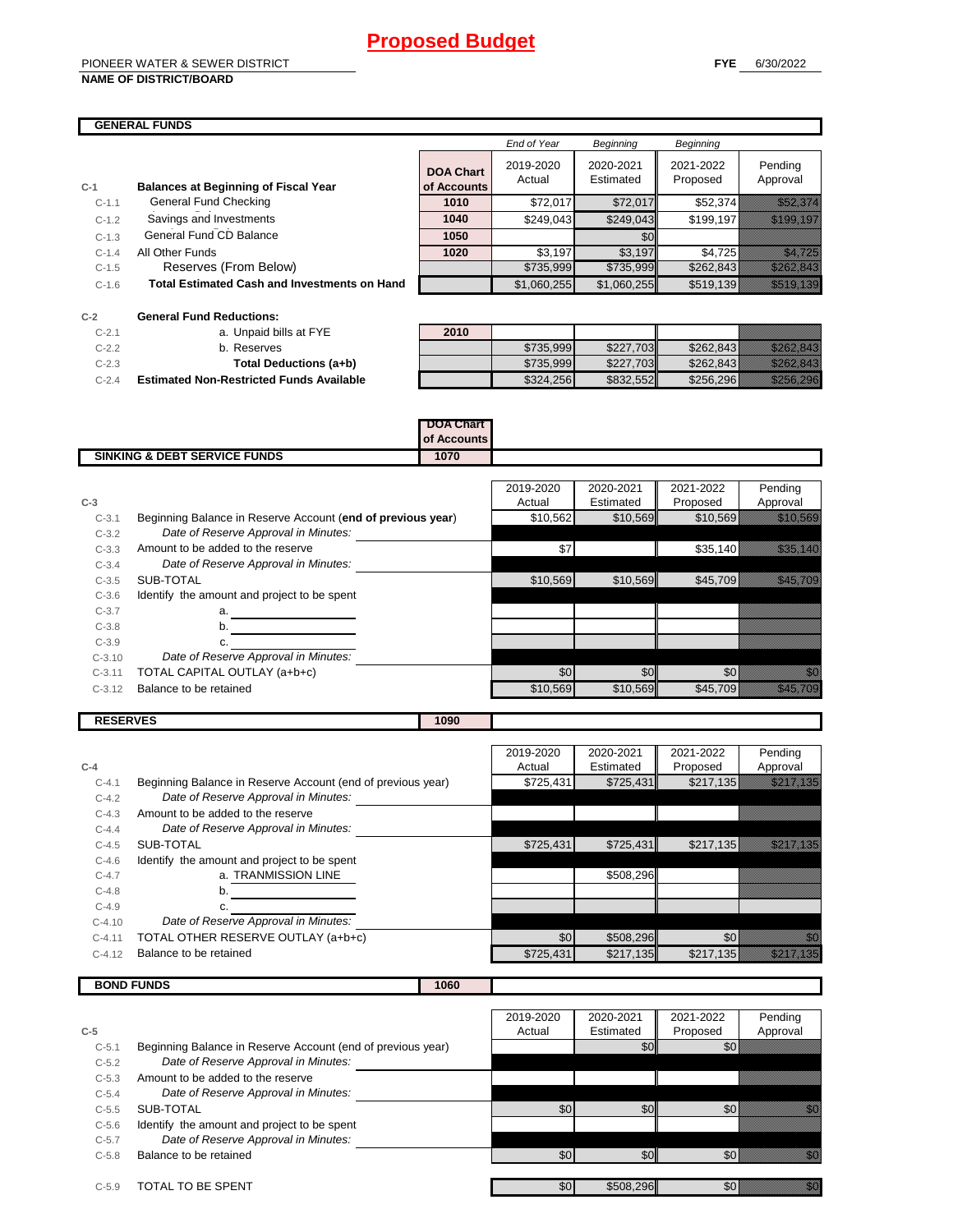# Proposed Budget

PIONEER WATER & SEWER DISTRICT

**NAME OF DISTRICT/BOARD**

**FYE** 6/30/2022

## GENERAL FUNDS

| C-1 | Balances at Beginning of Fiscal Year | DOA Chart of Accounts | 2019-2020 Actual (End of Year) | 2020-2021 Estimated (Beginning) | 2021-2022 Proposed (Beginning) | Pending Approval |
|---|---|---|---|---|---|---|
| C-1.1 | General Fund Checking | 1010 | $72,017 | $72,017 | $52,374 | $52,374 |
| C-1.2 | Savings and Investments | 1040 | $249,043 | $249,043 | $199,197 | $199,197 |
| C-1.3 | General Fund CD Balance | 1050 | | $0 | | |
| C-1.4 | All Other Funds | 1020 | $3,197 | $3,197 | $4,725 | $4,725 |
| C-1.5 | Reserves (From Below) | | $735,999 | $735,999 | $262,843 | $262,843 |
| C-1.6 | **Total Estimated Cash and Investments on Hand** | | $1,060,255 | $1,060,255 | $519,139 | $519,139 |

| C-2 | General Fund Reductions: | | | | | |
|---|---|---|---|---|---|---|
| C-2.1 | a. Unpaid bills at FYE | 2010 | | | | |
| C-2.2 | b. Reserves | | $735,999 | $227,703 | $262,843 | $262,843 |
| C-2.3 | **Total Deductions (a+b)** | | $735,999 | $227,703 | $262,843 | $262,843 |
| C-2.4 | **Estimated Non-Restricted Funds Available** | | $324,256 | $832,552 | $256,296 | $256,296 |

## SINKING & DEBT SERVICE FUNDS (DOA Chart of Accounts 1070)

| C-3 | | 2019-2020 Actual | 2020-2021 Estimated | 2021-2022 Proposed | Pending Approval |
|---|---|---|---|---|---|
| C-3.1 | Beginning Balance in Reserve Account (**end of previous year**) | $10,562 | $10,569 | $10,569 | $10,569 |
| C-3.2 | *Date of Reserve Approval in Minutes:* | | | | |
| C-3.3 | Amount to be added to the reserve | $7 | | $35,140 | $35,140 |
| C-3.4 | *Date of Reserve Approval in Minutes:* | | | | |
| C-3.5 | SUB-TOTAL | $10,569 | $10,569 | $45,709 | $45,709 |
| C-3.6 | Identify the amount and project to be spent | | | | |
| C-3.7 | a. | | | | |
| C-3.8 | b. | | | | |
| C-3.9 | c. | | | | |
| C-3.10 | *Date of Reserve Approval in Minutes:* | | | | |
| C-3.11 | TOTAL CAPITAL OUTLAY (a+b+c) | $0 | $0 | $0 | $0 |
| C-3.12 | Balance to be retained | $10,569 | $10,569 | $45,709 | $45,709 |

## RESERVES (1090)

| C-4 | | 2019-2020 Actual | 2020-2021 Estimated | 2021-2022 Proposed | Pending Approval |
|---|---|---|---|---|---|
| C-4.1 | Beginning Balance in Reserve Account (end of previous year) | $725,431 | $725,431 | $217,135 | $217,135 |
| C-4.2 | *Date of Reserve Approval in Minutes:* | | | | |
| C-4.3 | Amount to be added to the reserve | | | | |
| C-4.4 | *Date of Reserve Approval in Minutes:* | | | | |
| C-4.5 | SUB-TOTAL | $725,431 | $725,431 | $217,135 | $217,135 |
| C-4.6 | Identify the amount and project to be spent | | | | |
| C-4.7 | a. TRANMISSION LINE | | $508,296 | | |
| C-4.8 | b. | | | | |
| C-4.9 | c. | | | | |
| C-4.10 | *Date of Reserve Approval in Minutes:* | | | | |
| C-4.11 | TOTAL OTHER RESERVE OUTLAY (a+b+c) | $0 | $508,296 | $0 | $0 |
| C-4.12 | Balance to be retained | $725,431 | $217,135 | $217,135 | $217,135 |

## BOND FUNDS (1060)

| C-5 | | 2019-2020 Actual | 2020-2021 Estimated | 2021-2022 Proposed | Pending Approval |
|---|---|---|---|---|---|
| C-5.1 | Beginning Balance in Reserve Account (end of previous year) | | $0 | $0 | |
| C-5.2 | *Date of Reserve Approval in Minutes:* | | | | |
| C-5.3 | Amount to be added to the reserve | | | | |
| C-5.4 | *Date of Reserve Approval in Minutes:* | | | | |
| C-5.5 | SUB-TOTAL | $0 | $0 | $0 | $0 |
| C-5.6 | Identify the amount and project to be spent | | | | |
| C-5.7 | *Date of Reserve Approval in Minutes:* | | | | |
| C-5.8 | Balance to be retained | $0 | $0 | $0 | $0 |
| C-5.9 | TOTAL TO BE SPENT | $0 | $508,296 | $0 | $0 |